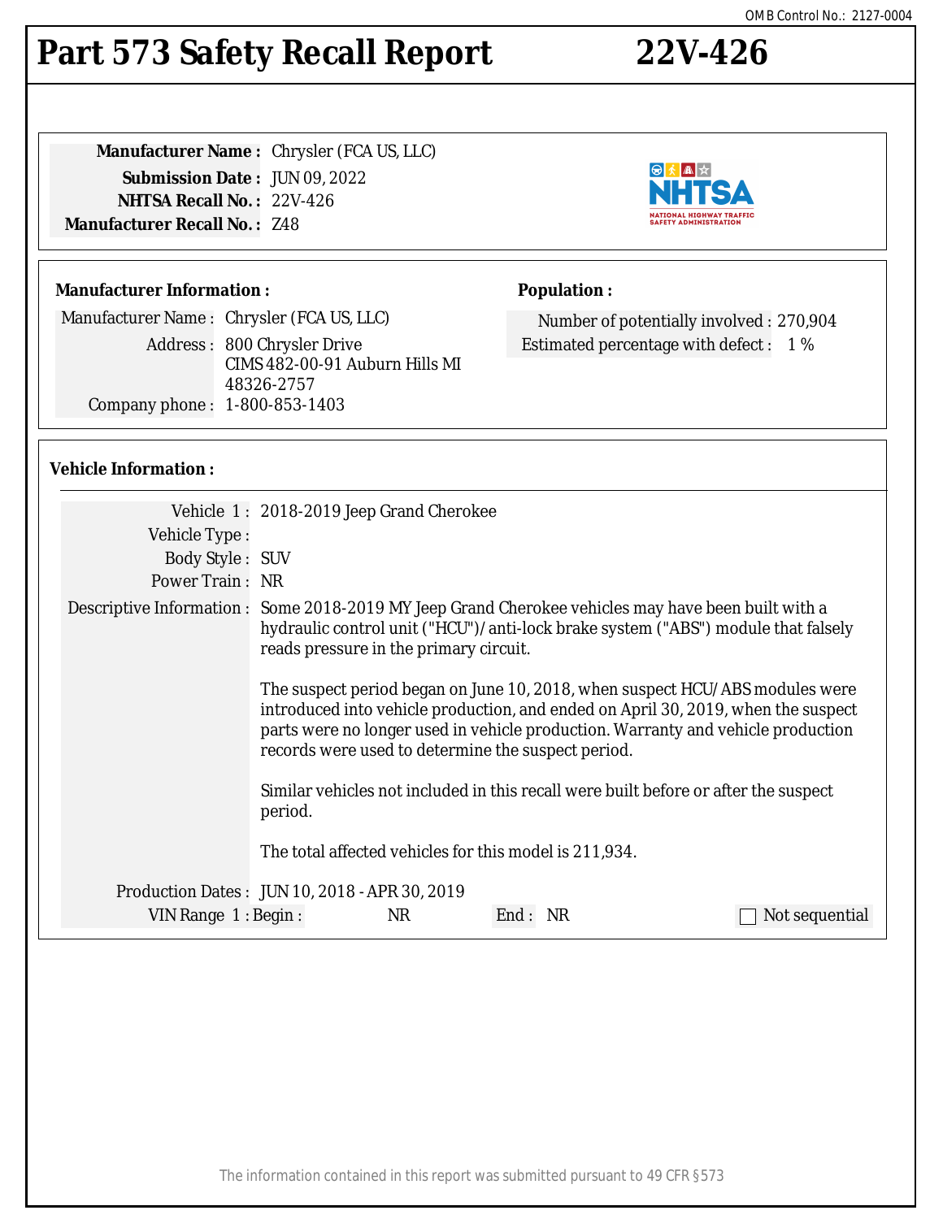# Part 573 Safety Recall Report 22V-426

**Manufacturer Name :** Chrysler (FCA US, LLC)
**Submission Date :** JUN 09, 2022
**NHTSA Recall No. :** 22V-426
**Manufacturer Recall No. :** Z48

## Manufacturer Information :

Manufacturer Name : Chrysler (FCA US, LLC)
Address : 800 Chrysler Drive
CIMS 482-00-91 Auburn Hills MI 48326-2757
Company phone : 1-800-853-1403

## Population :

Number of potentially involved : 270,904
Estimated percentage with defect : 1 %

## Vehicle Information :

Vehicle 1 : 2018-2019 Jeep Grand Cherokee
Vehicle Type :
Body Style : SUV
Power Train : NR
Descriptive Information : Some 2018-2019 MY Jeep Grand Cherokee vehicles may have been built with a hydraulic control unit ("HCU")/anti-lock brake system ("ABS") module that falsely reads pressure in the primary circuit.

The suspect period began on June 10, 2018, when suspect HCU/ABS modules were introduced into vehicle production, and ended on April 30, 2019, when the suspect parts were no longer used in vehicle production. Warranty and vehicle production records were used to determine the suspect period.

Similar vehicles not included in this recall were built before or after the suspect period.

The total affected vehicles for this model is 211,934.

Production Dates : JUN 10, 2018 - APR 30, 2019
VIN Range 1 : Begin : NR End : NR ☐ Not sequential

The information contained in this report was submitted pursuant to 49 CFR §573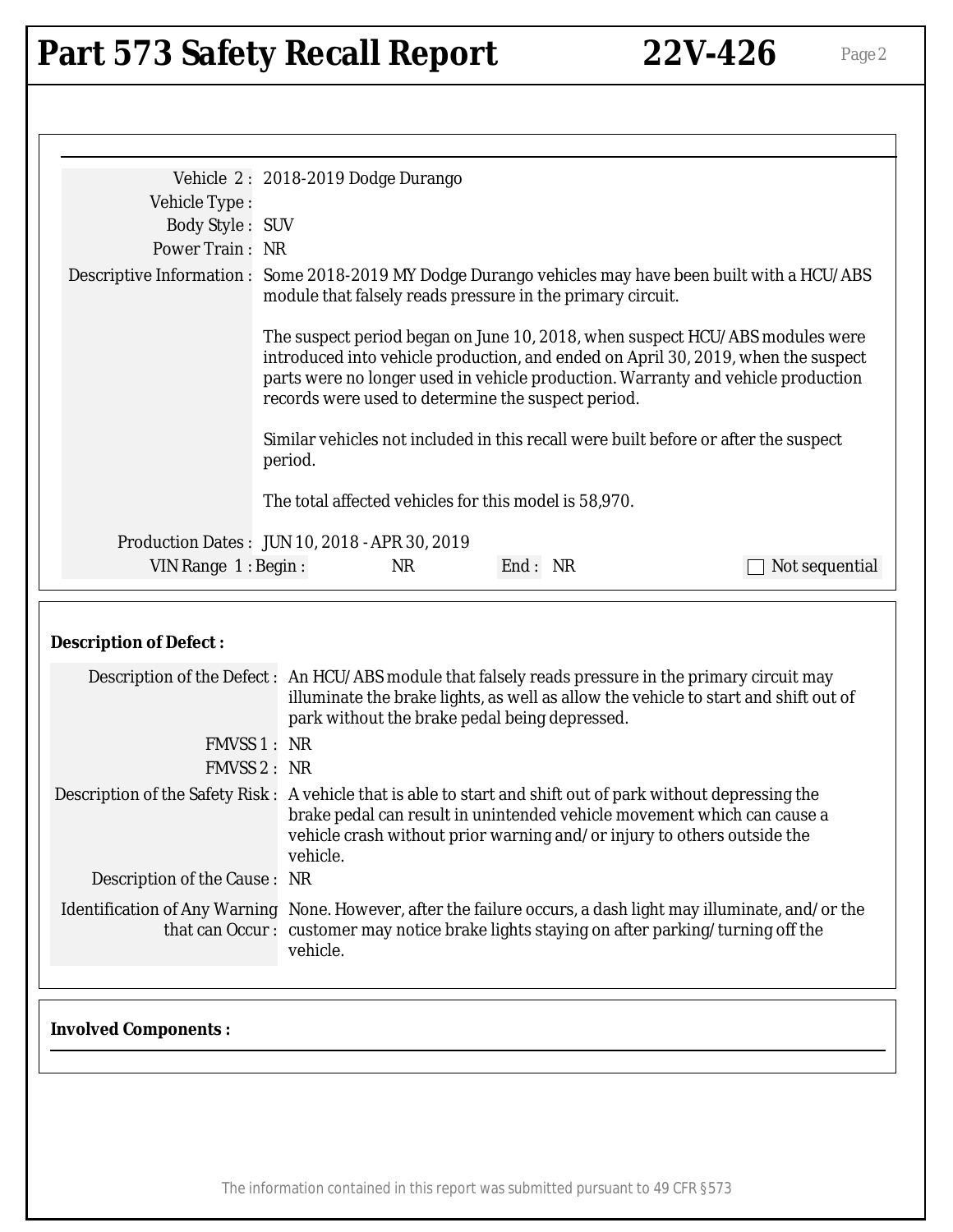# Part 573 Safety Recall Report 22V-426

| | |
|---|---|
| Vehicle 2 : | 2018-2019 Dodge Durango |
| Vehicle Type : | |
| Body Style : | SUV |
| Power Train : | NR |
| Descriptive Information : | Some 2018-2019 MY Dodge Durango vehicles may have been built with a HCU/ABS module that falsely reads pressure in the primary circuit.<br><br>The suspect period began on June 10, 2018, when suspect HCU/ABS modules were introduced into vehicle production, and ended on April 30, 2019, when the suspect parts were no longer used in vehicle production. Warranty and vehicle production records were used to determine the suspect period.<br><br>Similar vehicles not included in this recall were built before or after the suspect period.<br><br>The total affected vehicles for this model is 58,970. |
| Production Dates : | JUN 10, 2018 - APR 30, 2019 |
| VIN Range 1 : Begin : | NR End : NR ☐ Not sequential |

**Description of Defect :**

| | |
|---|---|
| Description of the Defect : | An HCU/ABS module that falsely reads pressure in the primary circuit may illuminate the brake lights, as well as allow the vehicle to start and shift out of park without the brake pedal being depressed. |
| FMVSS 1 : | NR |
| FMVSS 2 : | NR |
| Description of the Safety Risk : | A vehicle that is able to start and shift out of park without depressing the brake pedal can result in unintended vehicle movement which can cause a vehicle crash without prior warning and/or injury to others outside the vehicle. |
| Description of the Cause : | NR |
| Identification of Any Warning that can Occur : | None. However, after the failure occurs, a dash light may illuminate, and/or the customer may notice brake lights staying on after parking/turning off the vehicle. |

**Involved Components :**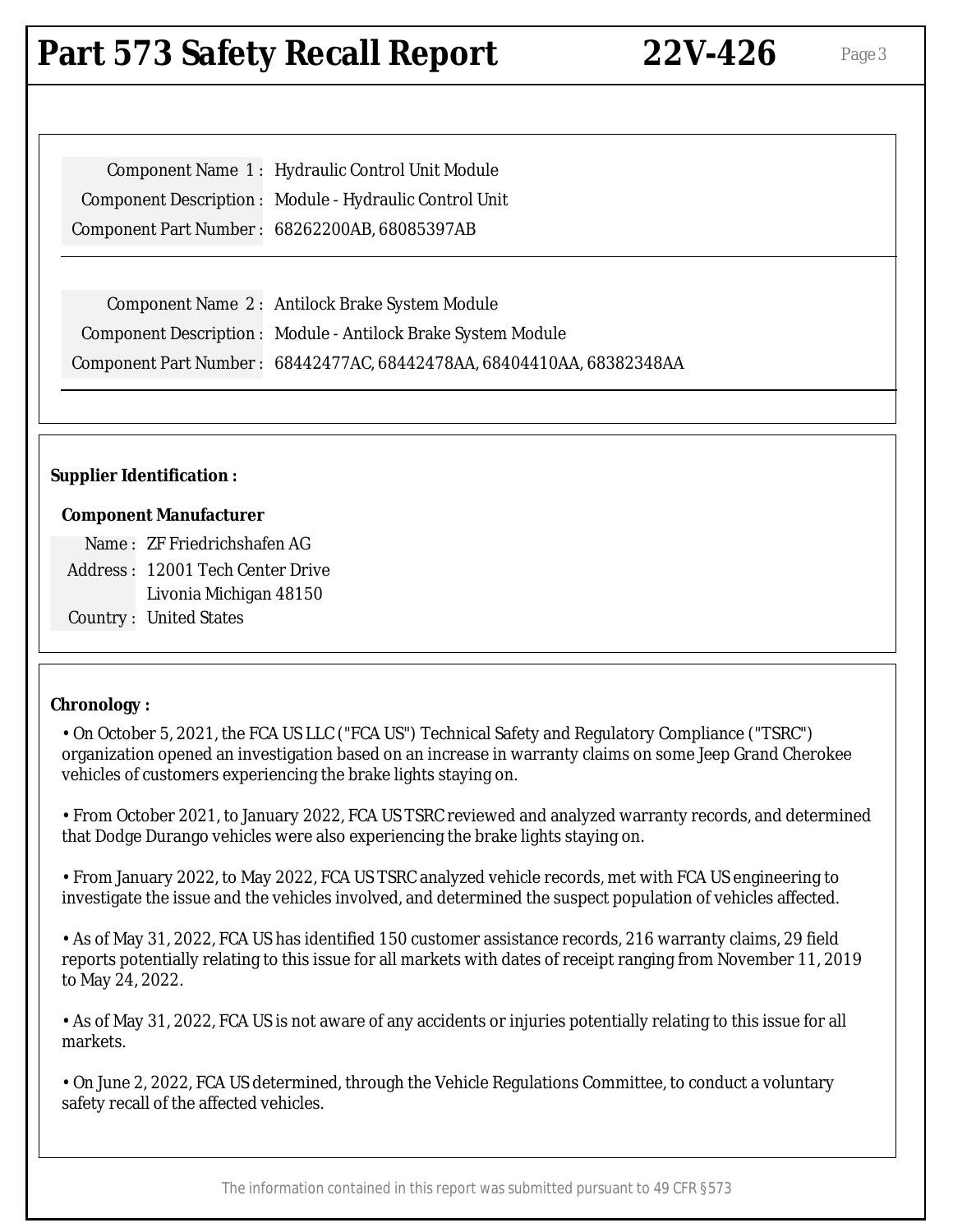Component Name 1 : Hydraulic Control Unit Module
Component Description : Module - Hydraulic Control Unit
Component Part Number : 68262200AB, 68085397AB

Component Name 2 : Antilock Brake System Module
Component Description : Module - Antilock Brake System Module
Component Part Number : 68442477AC, 68442478AA, 68404410AA, 68382348AA

**Supplier Identification :**

**Component Manufacturer**

Name : ZF Friedrichshafen AG
Address : 12001 Tech Center Drive
Livonia Michigan 48150
Country : United States

**Chronology :**

• On October 5, 2021, the FCA US LLC ("FCA US") Technical Safety and Regulatory Compliance ("TSRC") organization opened an investigation based on an increase in warranty claims on some Jeep Grand Cherokee vehicles of customers experiencing the brake lights staying on.

• From October 2021, to January 2022, FCA US TSRC reviewed and analyzed warranty records, and determined that Dodge Durango vehicles were also experiencing the brake lights staying on.

• From January 2022, to May 2022, FCA US TSRC analyzed vehicle records, met with FCA US engineering to investigate the issue and the vehicles involved, and determined the suspect population of vehicles affected.

• As of May 31, 2022, FCA US has identified 150 customer assistance records, 216 warranty claims, 29 field reports potentially relating to this issue for all markets with dates of receipt ranging from November 11, 2019 to May 24, 2022.

• As of May 31, 2022, FCA US is not aware of any accidents or injuries potentially relating to this issue for all markets.

• On June 2, 2022, FCA US determined, through the Vehicle Regulations Committee, to conduct a voluntary safety recall of the affected vehicles.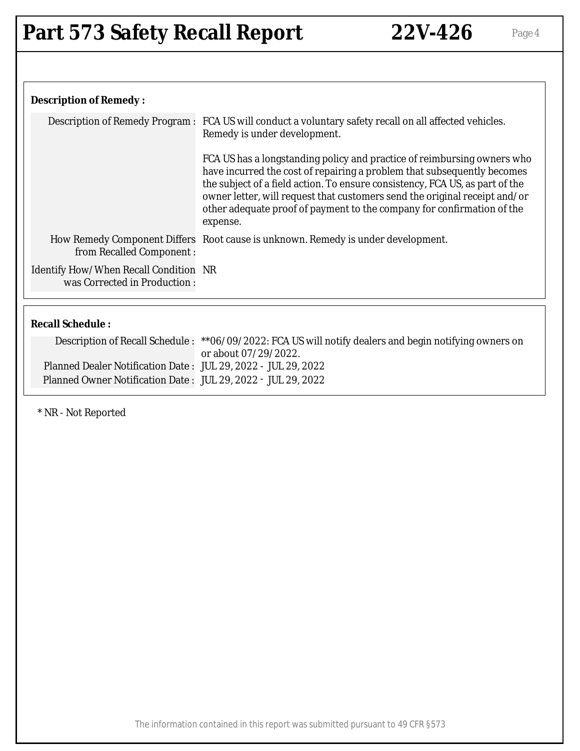# Part 573 Safety Recall Report 22V-426

**Description of Remedy :**

| | |
|---|---|
| Description of Remedy Program : | FCA US will conduct a voluntary safety recall on all affected vehicles. Remedy is under development.<br><br>FCA US has a longstanding policy and practice of reimbursing owners who have incurred the cost of repairing a problem that subsequently becomes the subject of a field action. To ensure consistency, FCA US, as part of the owner letter, will request that customers send the original receipt and/or other adequate proof of payment to the company for confirmation of the expense. |
| How Remedy Component Differs from Recalled Component : | Root cause is unknown. Remedy is under development. |
| Identify How/When Recall Condition was Corrected in Production : | NR |

**Recall Schedule :**

| | |
|---|---|
| Description of Recall Schedule : | **06/09/2022: FCA US will notify dealers and begin notifying owners on or about 07/29/2022. |
| Planned Dealer Notification Date : | JUL 29, 2022 - JUL 29, 2022 |
| Planned Owner Notification Date : | JUL 29, 2022 - JUL 29, 2022 |

* NR - Not Reported

The information contained in this report was submitted pursuant to 49 CFR §573